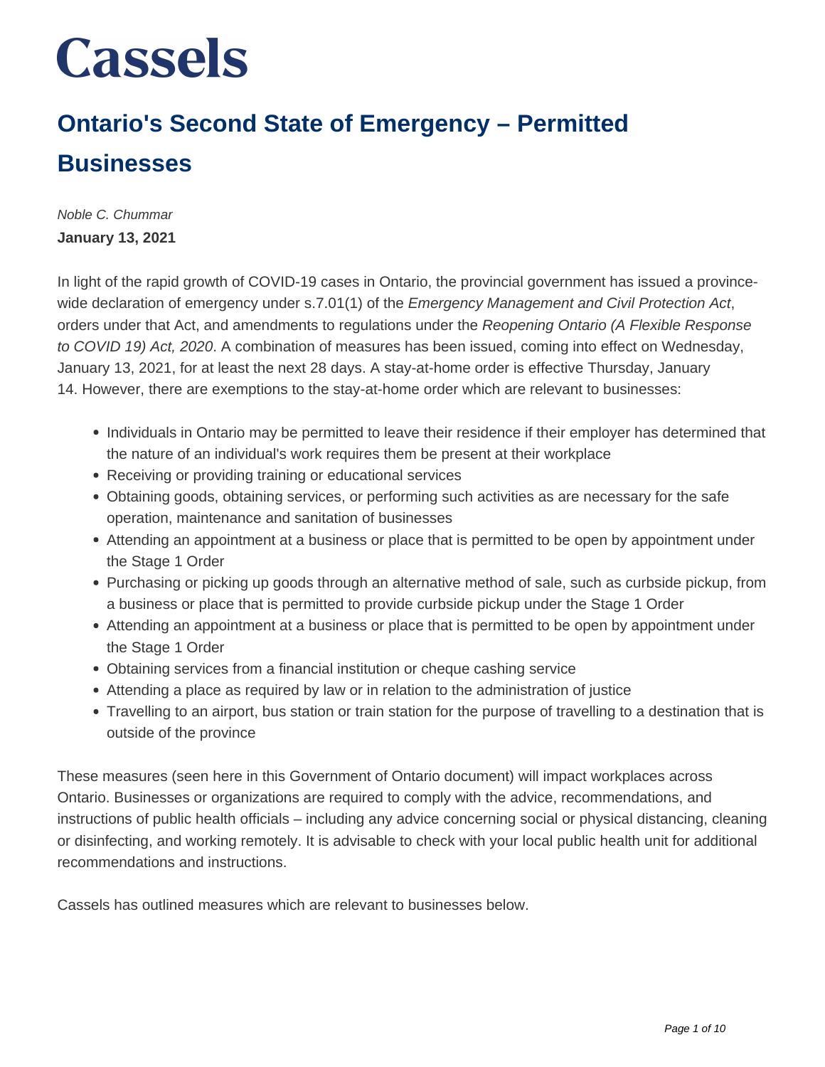Cassels

# Ontario's Second State of Emergency – Permitted Businesses

*Noble C. Chummar*

**January 13, 2021**

In light of the rapid growth of COVID-19 cases in Ontario, the provincial government has issued a province-wide declaration of emergency under s.7.01(1) of the *Emergency Management and Civil Protection Act*, orders under that Act, and amendments to regulations under the *Reopening Ontario (A Flexible Response to COVID 19) Act, 2020*. A combination of measures has been issued, coming into effect on Wednesday, January 13, 2021, for at least the next 28 days. A stay-at-home order is effective Thursday, January 14. However, there are exemptions to the stay-at-home order which are relevant to businesses:

- Individuals in Ontario may be permitted to leave their residence if their employer has determined that the nature of an individual's work requires them be present at their workplace
- Receiving or providing training or educational services
- Obtaining goods, obtaining services, or performing such activities as are necessary for the safe operation, maintenance and sanitation of businesses
- Attending an appointment at a business or place that is permitted to be open by appointment under the Stage 1 Order
- Purchasing or picking up goods through an alternative method of sale, such as curbside pickup, from a business or place that is permitted to provide curbside pickup under the Stage 1 Order
- Attending an appointment at a business or place that is permitted to be open by appointment under the Stage 1 Order
- Obtaining services from a financial institution or cheque cashing service
- Attending a place as required by law or in relation to the administration of justice
- Travelling to an airport, bus station or train station for the purpose of travelling to a destination that is outside of the province

These measures (seen here in this Government of Ontario document) will impact workplaces across Ontario. Businesses or organizations are required to comply with the advice, recommendations, and instructions of public health officials – including any advice concerning social or physical distancing, cleaning or disinfecting, and working remotely. It is advisable to check with your local public health unit for additional recommendations and instructions.

Cassels has outlined measures which are relevant to businesses below.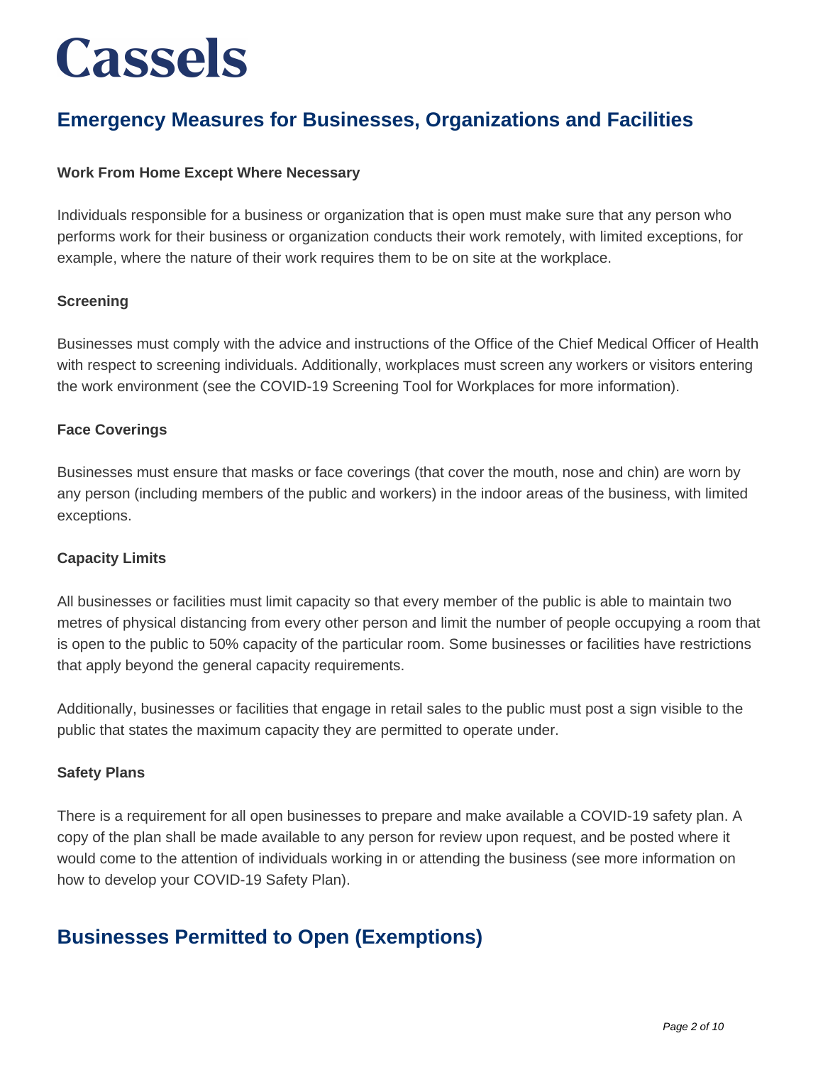## Emergency Measures for Businesses, Organizations and Facilities

**Work From Home Except Where Necessary**

Individuals responsible for a business or organization that is open must make sure that any person who performs work for their business or organization conducts their work remotely, with limited exceptions, for example, where the nature of their work requires them to be on site at the workplace.

**Screening**

Businesses must comply with the advice and instructions of the Office of the Chief Medical Officer of Health with respect to screening individuals. Additionally, workplaces must screen any workers or visitors entering the work environment (see the COVID-19 Screening Tool for Workplaces for more information).

**Face Coverings**

Businesses must ensure that masks or face coverings (that cover the mouth, nose and chin) are worn by any person (including members of the public and workers) in the indoor areas of the business, with limited exceptions.

**Capacity Limits**

All businesses or facilities must limit capacity so that every member of the public is able to maintain two metres of physical distancing from every other person and limit the number of people occupying a room that is open to the public to 50% capacity of the particular room. Some businesses or facilities have restrictions that apply beyond the general capacity requirements.

Additionally, businesses or facilities that engage in retail sales to the public must post a sign visible to the public that states the maximum capacity they are permitted to operate under.

**Safety Plans**

There is a requirement for all open businesses to prepare and make available a COVID-19 safety plan. A copy of the plan shall be made available to any person for review upon request, and be posted where it would come to the attention of individuals working in or attending the business (see more information on how to develop your COVID-19 Safety Plan).

## Businesses Permitted to Open (Exemptions)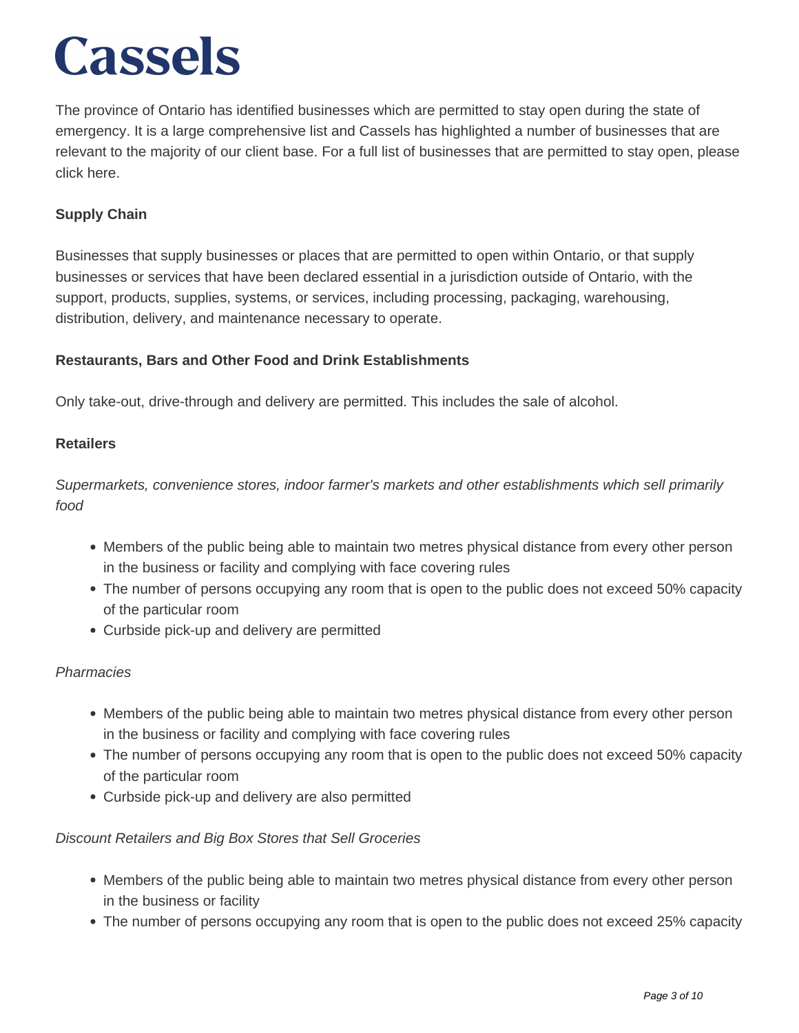The province of Ontario has identified businesses which are permitted to stay open during the state of emergency. It is a large comprehensive list and Cassels has highlighted a number of businesses that are relevant to the majority of our client base. For a full list of businesses that are permitted to stay open, please click here.

**Supply Chain**

Businesses that supply businesses or places that are permitted to open within Ontario, or that supply businesses or services that have been declared essential in a jurisdiction outside of Ontario, with the support, products, supplies, systems, or services, including processing, packaging, warehousing, distribution, delivery, and maintenance necessary to operate.

**Restaurants, Bars and Other Food and Drink Establishments**

Only take-out, drive-through and delivery are permitted. This includes the sale of alcohol.

**Retailers**

*Supermarkets, convenience stores, indoor farmer's markets and other establishments which sell primarily food*

- Members of the public being able to maintain two metres physical distance from every other person in the business or facility and complying with face covering rules
- The number of persons occupying any room that is open to the public does not exceed 50% capacity of the particular room
- Curbside pick-up and delivery are permitted

*Pharmacies*

- Members of the public being able to maintain two metres physical distance from every other person in the business or facility and complying with face covering rules
- The number of persons occupying any room that is open to the public does not exceed 50% capacity of the particular room
- Curbside pick-up and delivery are also permitted

*Discount Retailers and Big Box Stores that Sell Groceries*

- Members of the public being able to maintain two metres physical distance from every other person in the business or facility
- The number of persons occupying any room that is open to the public does not exceed 25% capacity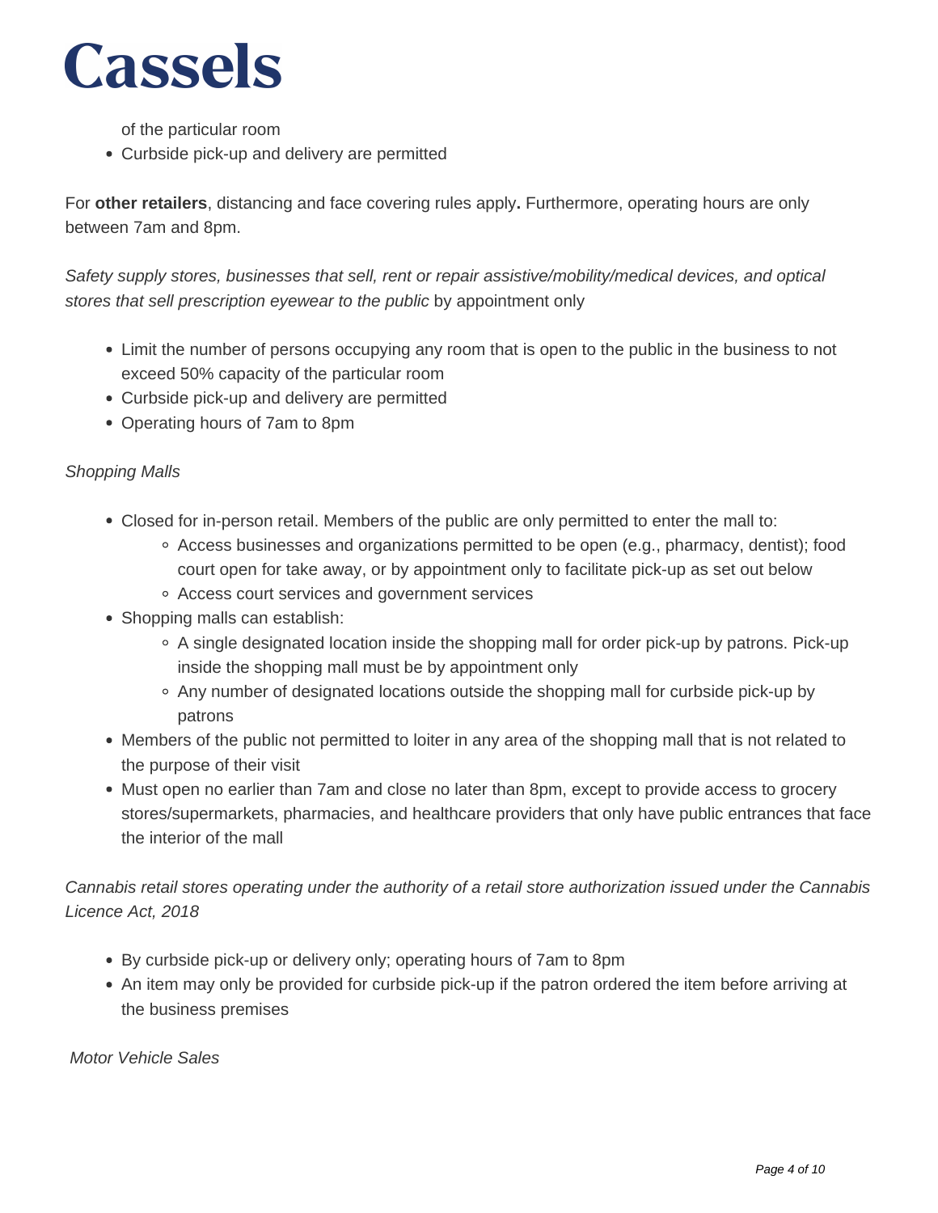of the particular room
- Curbside pick-up and delivery are permitted

For **other retailers**, distancing and face covering rules apply**.** Furthermore, operating hours are only between 7am and 8pm.

*Safety supply stores, businesses that sell, rent or repair assistive/mobility/medical devices, and optical stores that sell prescription eyewear to the public* by appointment only

- Limit the number of persons occupying any room that is open to the public in the business to not exceed 50% capacity of the particular room
- Curbside pick-up and delivery are permitted
- Operating hours of 7am to 8pm

*Shopping Malls*

- Closed for in-person retail. Members of the public are only permitted to enter the mall to:
  - Access businesses and organizations permitted to be open (e.g., pharmacy, dentist); food court open for take away, or by appointment only to facilitate pick-up as set out below
  - Access court services and government services
- Shopping malls can establish:
  - A single designated location inside the shopping mall for order pick-up by patrons. Pick-up inside the shopping mall must be by appointment only
  - Any number of designated locations outside the shopping mall for curbside pick-up by patrons
- Members of the public not permitted to loiter in any area of the shopping mall that is not related to the purpose of their visit
- Must open no earlier than 7am and close no later than 8pm, except to provide access to grocery stores/supermarkets, pharmacies, and healthcare providers that only have public entrances that face the interior of the mall

*Cannabis retail stores operating under the authority of a retail store authorization issued under the Cannabis Licence Act, 2018*

- By curbside pick-up or delivery only; operating hours of 7am to 8pm
- An item may only be provided for curbside pick-up if the patron ordered the item before arriving at the business premises

*Motor Vehicle Sales*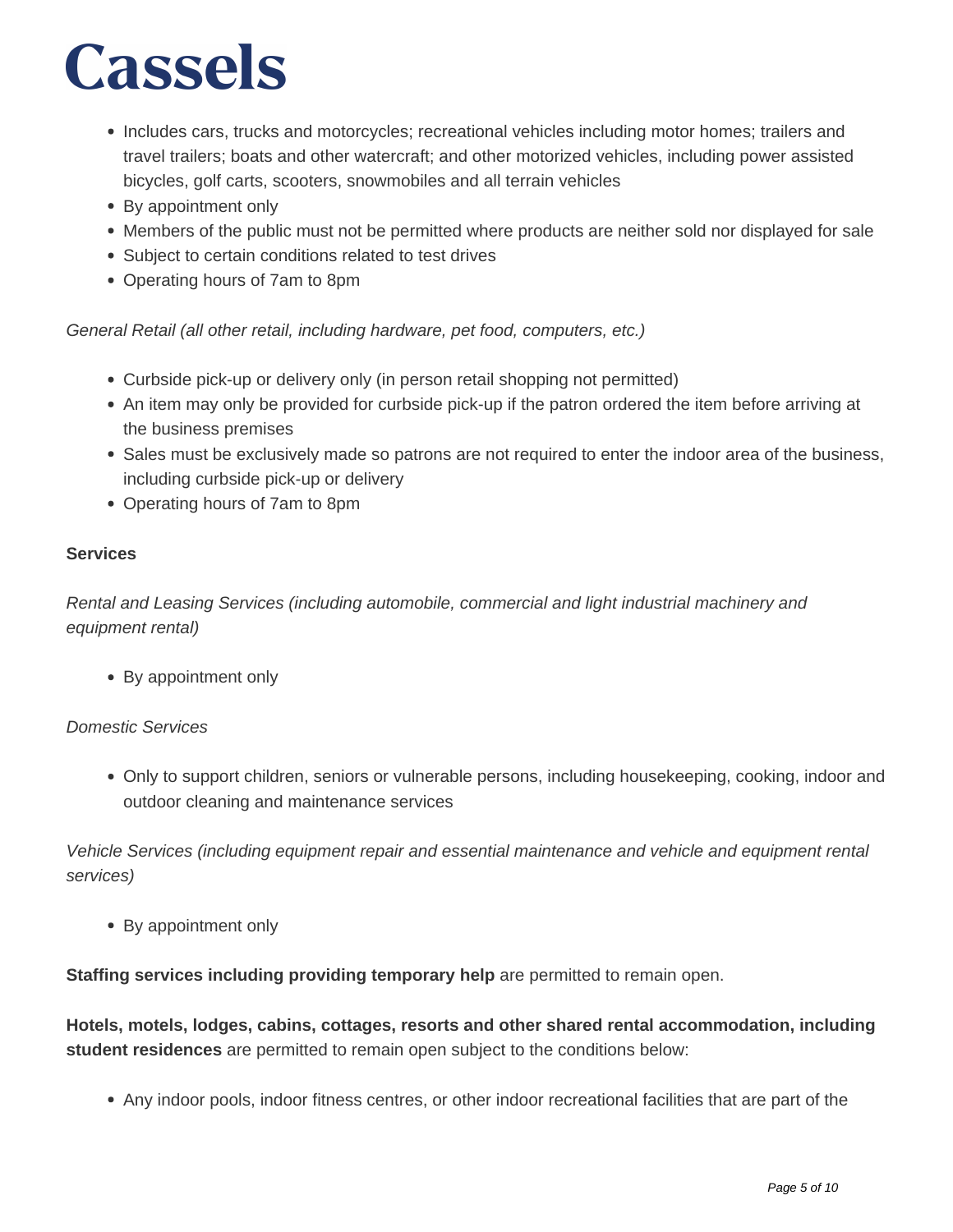- Includes cars, trucks and motorcycles; recreational vehicles including motor homes; trailers and travel trailers; boats and other watercraft; and other motorized vehicles, including power assisted bicycles, golf carts, scooters, snowmobiles and all terrain vehicles
- By appointment only
- Members of the public must not be permitted where products are neither sold nor displayed for sale
- Subject to certain conditions related to test drives
- Operating hours of 7am to 8pm

*General Retail (all other retail, including hardware, pet food, computers, etc.)*

- Curbside pick-up or delivery only (in person retail shopping not permitted)
- An item may only be provided for curbside pick-up if the patron ordered the item before arriving at the business premises
- Sales must be exclusively made so patrons are not required to enter the indoor area of the business, including curbside pick-up or delivery
- Operating hours of 7am to 8pm

**Services**

*Rental and Leasing Services (including automobile, commercial and light industrial machinery and equipment rental)*

- By appointment only

*Domestic Services*

- Only to support children, seniors or vulnerable persons, including housekeeping, cooking, indoor and outdoor cleaning and maintenance services

*Vehicle Services (including equipment repair and essential maintenance and vehicle and equipment rental services)*

- By appointment only

**Staffing services including providing temporary help** are permitted to remain open.

**Hotels, motels, lodges, cabins, cottages, resorts and other shared rental accommodation, including student residences** are permitted to remain open subject to the conditions below:

- Any indoor pools, indoor fitness centres, or other indoor recreational facilities that are part of the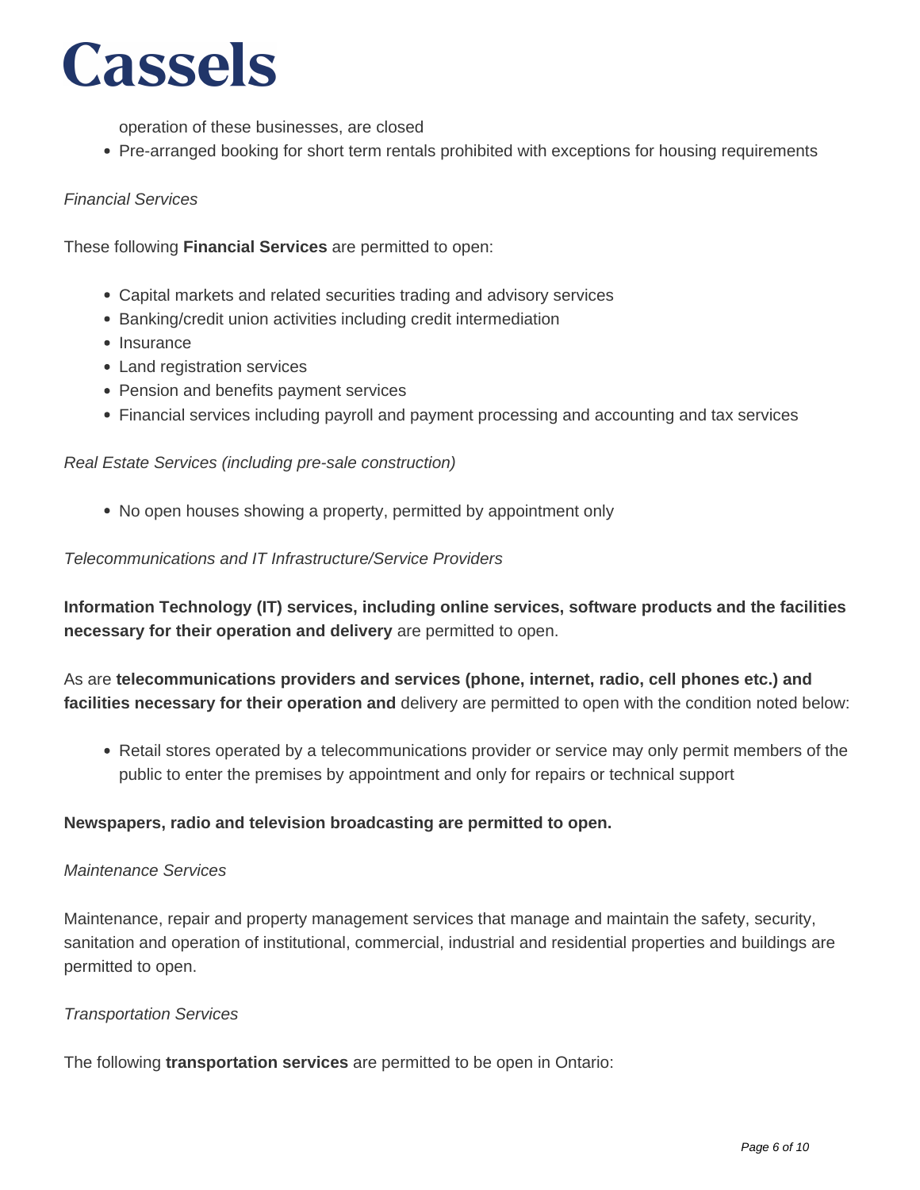operation of these businesses, are closed

- Pre-arranged booking for short term rentals prohibited with exceptions for housing requirements

*Financial Services*

These following **Financial Services** are permitted to open:

- Capital markets and related securities trading and advisory services
- Banking/credit union activities including credit intermediation
- Insurance
- Land registration services
- Pension and benefits payment services
- Financial services including payroll and payment processing and accounting and tax services

*Real Estate Services (including pre-sale construction)*

- No open houses showing a property, permitted by appointment only

*Telecommunications and IT Infrastructure/Service Providers*

**Information Technology (IT) services, including online services, software products and the facilities necessary for their operation and delivery** are permitted to open.

As are **telecommunications providers and services (phone, internet, radio, cell phones etc.) and facilities necessary for their operation and** delivery are permitted to open with the condition noted below:

- Retail stores operated by a telecommunications provider or service may only permit members of the public to enter the premises by appointment and only for repairs or technical support

**Newspapers, radio and television broadcasting are permitted to open.**

*Maintenance Services*

Maintenance, repair and property management services that manage and maintain the safety, security, sanitation and operation of institutional, commercial, industrial and residential properties and buildings are permitted to open.

*Transportation Services*

The following **transportation services** are permitted to be open in Ontario: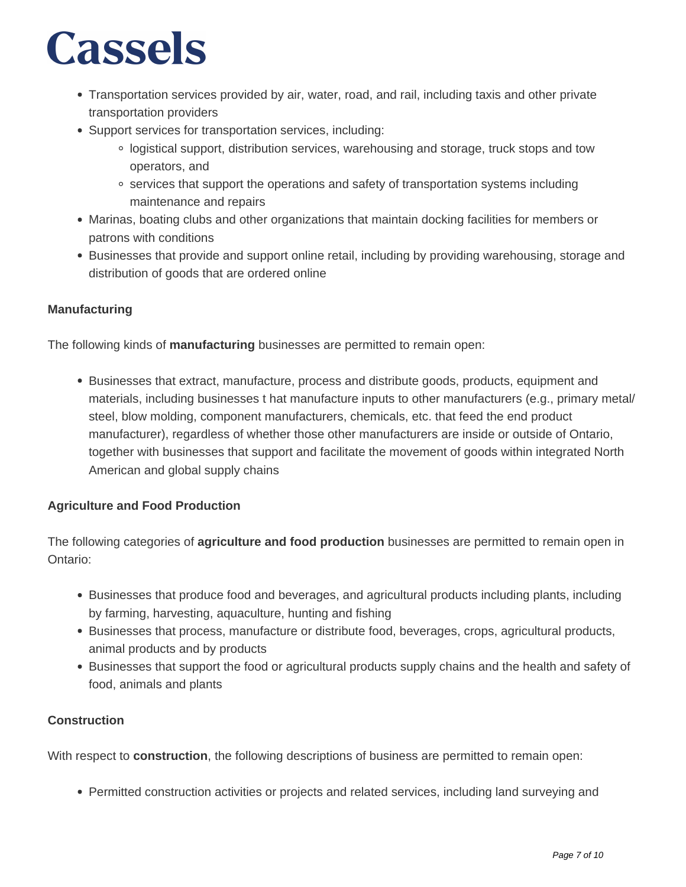- Transportation services provided by air, water, road, and rail, including taxis and other private transportation providers
- Support services for transportation services, including:
  - logistical support, distribution services, warehousing and storage, truck stops and tow operators, and
  - services that support the operations and safety of transportation systems including maintenance and repairs
- Marinas, boating clubs and other organizations that maintain docking facilities for members or patrons with conditions
- Businesses that provide and support online retail, including by providing warehousing, storage and distribution of goods that are ordered online

**Manufacturing**

The following kinds of **manufacturing** businesses are permitted to remain open:

- Businesses that extract, manufacture, process and distribute goods, products, equipment and materials, including businesses t hat manufacture inputs to other manufacturers (e.g., primary metal/steel, blow molding, component manufacturers, chemicals, etc. that feed the end product manufacturer), regardless of whether those other manufacturers are inside or outside of Ontario, together with businesses that support and facilitate the movement of goods within integrated North American and global supply chains

**Agriculture and Food Production**

The following categories of **agriculture and food production** businesses are permitted to remain open in Ontario:

- Businesses that produce food and beverages, and agricultural products including plants, including by farming, harvesting, aquaculture, hunting and fishing
- Businesses that process, manufacture or distribute food, beverages, crops, agricultural products, animal products and by products
- Businesses that support the food or agricultural products supply chains and the health and safety of food, animals and plants

**Construction**

With respect to **construction**, the following descriptions of business are permitted to remain open:

- Permitted construction activities or projects and related services, including land surveying and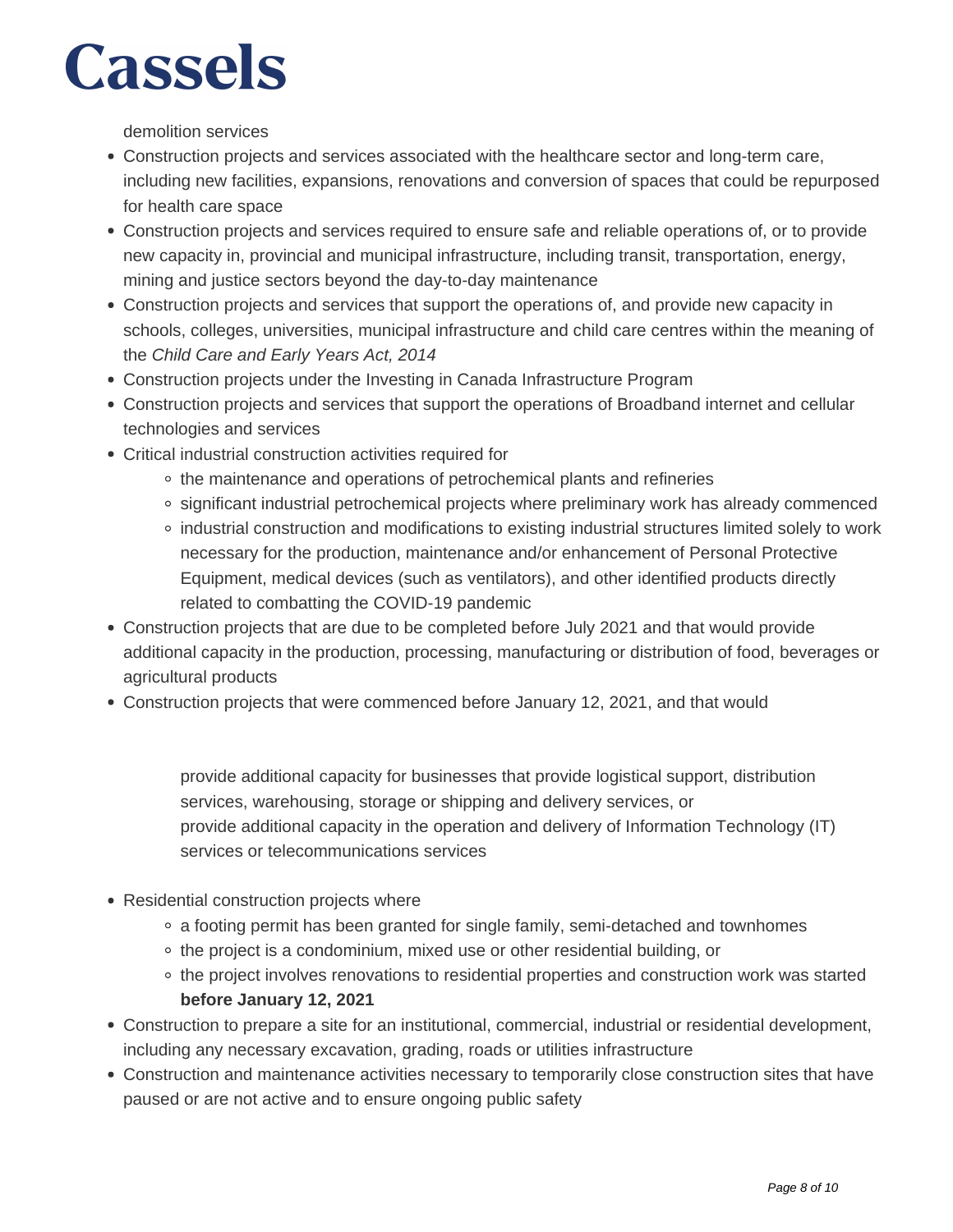demolition services

- Construction projects and services associated with the healthcare sector and long-term care, including new facilities, expansions, renovations and conversion of spaces that could be repurposed for health care space
- Construction projects and services required to ensure safe and reliable operations of, or to provide new capacity in, provincial and municipal infrastructure, including transit, transportation, energy, mining and justice sectors beyond the day-to-day maintenance
- Construction projects and services that support the operations of, and provide new capacity in schools, colleges, universities, municipal infrastructure and child care centres within the meaning of the *Child Care and Early Years Act, 2014*
- Construction projects under the Investing in Canada Infrastructure Program
- Construction projects and services that support the operations of Broadband internet and cellular technologies and services
- Critical industrial construction activities required for
  - the maintenance and operations of petrochemical plants and refineries
  - significant industrial petrochemical projects where preliminary work has already commenced
  - industrial construction and modifications to existing industrial structures limited solely to work necessary for the production, maintenance and/or enhancement of Personal Protective Equipment, medical devices (such as ventilators), and other identified products directly related to combatting the COVID-19 pandemic
- Construction projects that are due to be completed before July 2021 and that would provide additional capacity in the production, processing, manufacturing or distribution of food, beverages or agricultural products
- Construction projects that were commenced before January 12, 2021, and that would

  provide additional capacity for businesses that provide logistical support, distribution services, warehousing, storage or shipping and delivery services, or
  provide additional capacity in the operation and delivery of Information Technology (IT) services or telecommunications services

- Residential construction projects where
  - a footing permit has been granted for single family, semi-detached and townhomes
  - the project is a condominium, mixed use or other residential building, or
  - the project involves renovations to residential properties and construction work was started **before January 12, 2021**
- Construction to prepare a site for an institutional, commercial, industrial or residential development, including any necessary excavation, grading, roads or utilities infrastructure
- Construction and maintenance activities necessary to temporarily close construction sites that have paused or are not active and to ensure ongoing public safety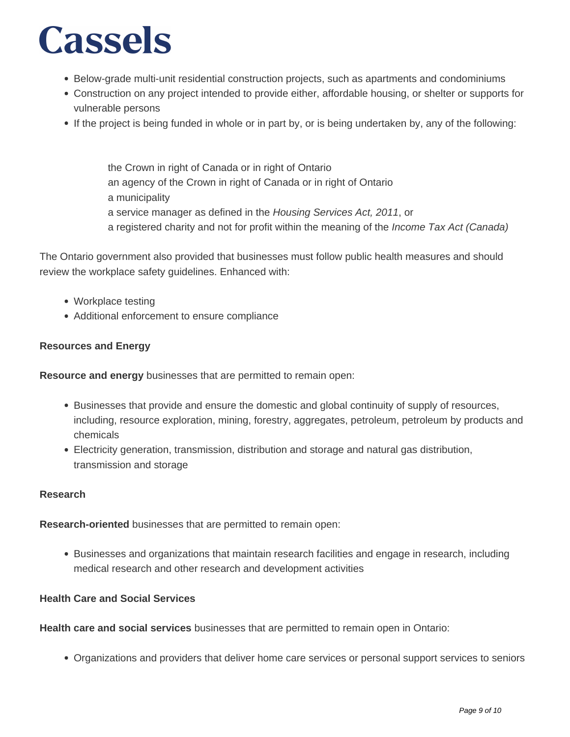- Below-grade multi-unit residential construction projects, such as apartments and condominiums
- Construction on any project intended to provide either, affordable housing, or shelter or supports for vulnerable persons
- If the project is being funded in whole or in part by, or is being undertaken by, any of the following:

    the Crown in right of Canada or in right of Ontario
    an agency of the Crown in right of Canada or in right of Ontario
    a municipality
    a service manager as defined in the *Housing Services Act, 2011*, or
    a registered charity and not for profit within the meaning of the *Income Tax Act (Canada)*

The Ontario government also provided that businesses must follow public health measures and should review the workplace safety guidelines. Enhanced with:

- Workplace testing
- Additional enforcement to ensure compliance

**Resources and Energy**

**Resource and energy** businesses that are permitted to remain open:

- Businesses that provide and ensure the domestic and global continuity of supply of resources, including, resource exploration, mining, forestry, aggregates, petroleum, petroleum by products and chemicals
- Electricity generation, transmission, distribution and storage and natural gas distribution, transmission and storage

**Research**

**Research-oriented** businesses that are permitted to remain open:

- Businesses and organizations that maintain research facilities and engage in research, including medical research and other research and development activities

**Health Care and Social Services**

**Health care and social services** businesses that are permitted to remain open in Ontario:

- Organizations and providers that deliver home care services or personal support services to seniors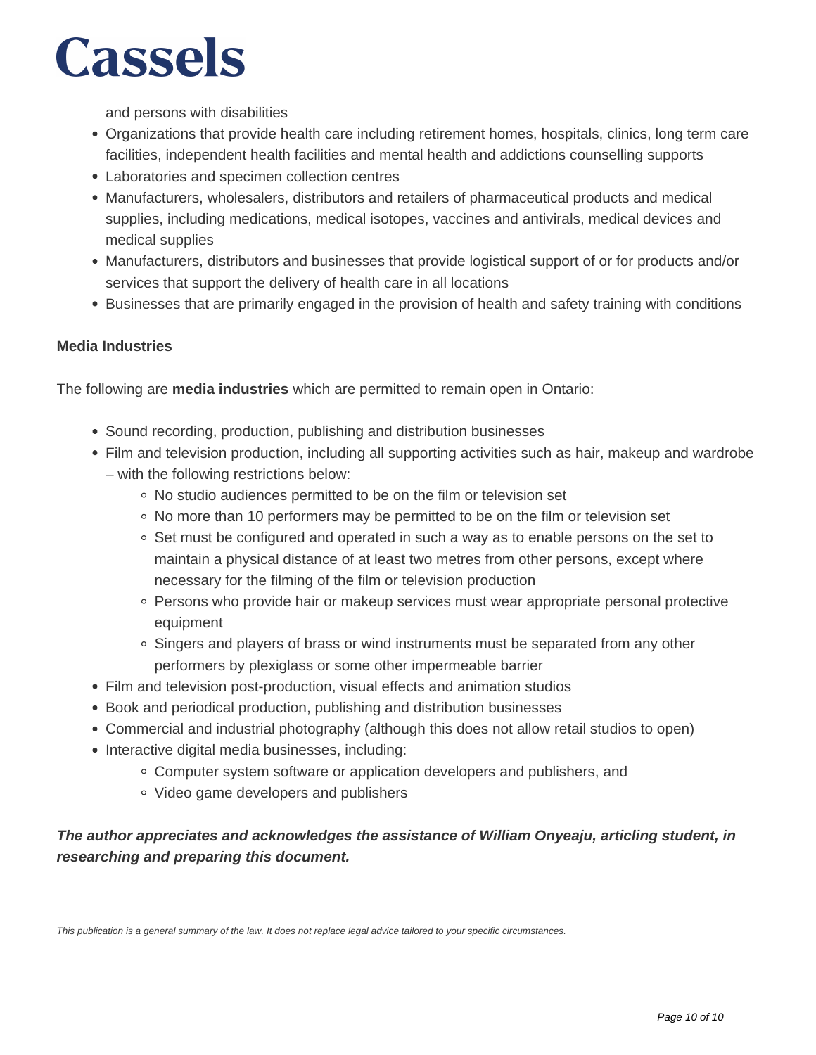and persons with disabilities

- Organizations that provide health care including retirement homes, hospitals, clinics, long term care facilities, independent health facilities and mental health and addictions counselling supports
- Laboratories and specimen collection centres
- Manufacturers, wholesalers, distributors and retailers of pharmaceutical products and medical supplies, including medications, medical isotopes, vaccines and antivirals, medical devices and medical supplies
- Manufacturers, distributors and businesses that provide logistical support of or for products and/or services that support the delivery of health care in all locations
- Businesses that are primarily engaged in the provision of health and safety training with conditions

**Media Industries**

The following are **media industries** which are permitted to remain open in Ontario:

- Sound recording, production, publishing and distribution businesses
- Film and television production, including all supporting activities such as hair, makeup and wardrobe – with the following restrictions below:
  - No studio audiences permitted to be on the film or television set
  - No more than 10 performers may be permitted to be on the film or television set
  - Set must be configured and operated in such a way as to enable persons on the set to maintain a physical distance of at least two metres from other persons, except where necessary for the filming of the film or television production
  - Persons who provide hair or makeup services must wear appropriate personal protective equipment
  - Singers and players of brass or wind instruments must be separated from any other performers by plexiglass or some other impermeable barrier
- Film and television post-production, visual effects and animation studios
- Book and periodical production, publishing and distribution businesses
- Commercial and industrial photography (although this does not allow retail studios to open)
- Interactive digital media businesses, including:
  - Computer system software or application developers and publishers, and
  - Video game developers and publishers

***The author appreciates and acknowledges the assistance of William Onyeaju, articling student, in researching and preparing this document.***

---

*This publication is a general summary of the law. It does not replace legal advice tailored to your specific circumstances.*